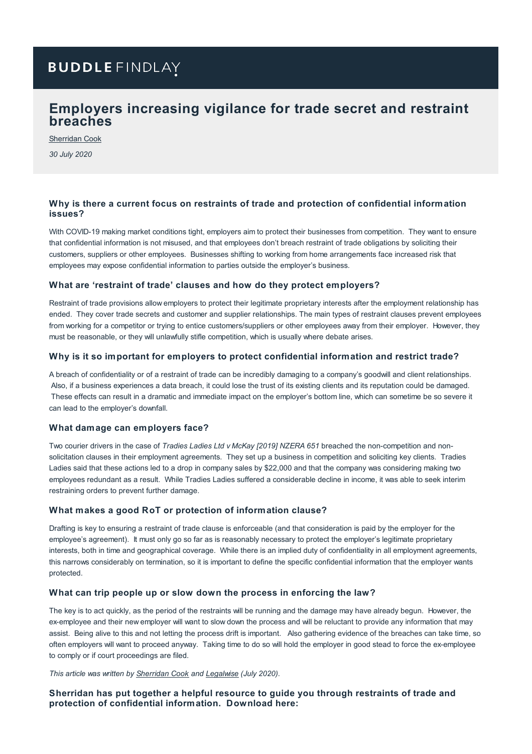# BUDDLE FINDLAY

# Employers increasing vigilance for trade secret and restraint breaches

Sherridan Cook

*30 July 2020*

### Why is there a current focus on restraints of trade and protection of confidential information issues?

With COVID-19 making market conditions tight, employers aim to protect their businesses from competition. They want to ensure that confidential information is not misused, and that employees don't breach restraint of trade obligations by soliciting their customers, suppliers or other employees. Businesses shifting to working from home arrangements face increased risk that employees may expose confidential information to parties outside the employer's business.

### What are 'restraint of trade' clauses and how do they protect employers?

Restraint of trade provisions allow employers to protect their legitimate proprietary interests after the employment relationship has ended. They cover trade secrets and customer and supplier relationships. The main types of restraint clauses prevent employees from working for a competitor or trying to entice customers/suppliers or other employees away from their employer. However, they must be reasonable, or they will unlawfully stifle competition, which is usually where debate arises.

### Why is it so important for employers to protect confidential information and restrict trade?

A breach of confidentiality or of a restraint of trade can be incredibly damaging to a company's goodwill and client relationships. Also, if a business experiences a data breach, it could lose the trust of its existing clients and its reputation could be damaged. These effects can result in a dramatic and immediate impact on the employer's bottom line, which can sometime be so severe it can lead to the employer's downfall.

### What damage can employers face?

Two courier drivers in the case of *Tradies Ladies Ltd v McKay [2019] NZERA 651* breached the non-competition and non-solicitation clauses in their employment agreements. They set up a business in competition and soliciting key clients. Tradies Ladies said that these actions led to a drop in company sales by $22,000 and that the company was considering making two employees redundant as a result. While Tradies Ladies suffered a considerable decline in income, it was able to seek interim restraining orders to prevent further damage.

### What makes a good RoT or protection of information clause?

Drafting is key to ensuring a restraint of trade clause is enforceable (and that consideration is paid by the employer for the employee's agreement). It must only go so far as is reasonably necessary to protect the employer's legitimate proprietary interests, both in time and geographical coverage. While there is an implied duty of confidentiality in all employment agreements, this narrows considerably on termination, so it is important to define the specific confidential information that the employer wants protected.

### What can trip people up or slow down the process in enforcing the law?

The key is to act quickly, as the period of the restraints will be running and the damage may have already begun. However, the ex-employee and their new employer will want to slow down the process and will be reluctant to provide any information that may assist. Being alive to this and not letting the process drift is important. Also gathering evidence of the breaches can take time, so often employers will want to proceed anyway. Taking time to do so will hold the employer in good stead to force the ex-employee to comply or if court proceedings are filed.

*This article was written by Sherridan Cook and Legalwise (July 2020).*

### Sherridan has put together a helpful resource to guide you through restraints of trade and protection of confidential information. Download here: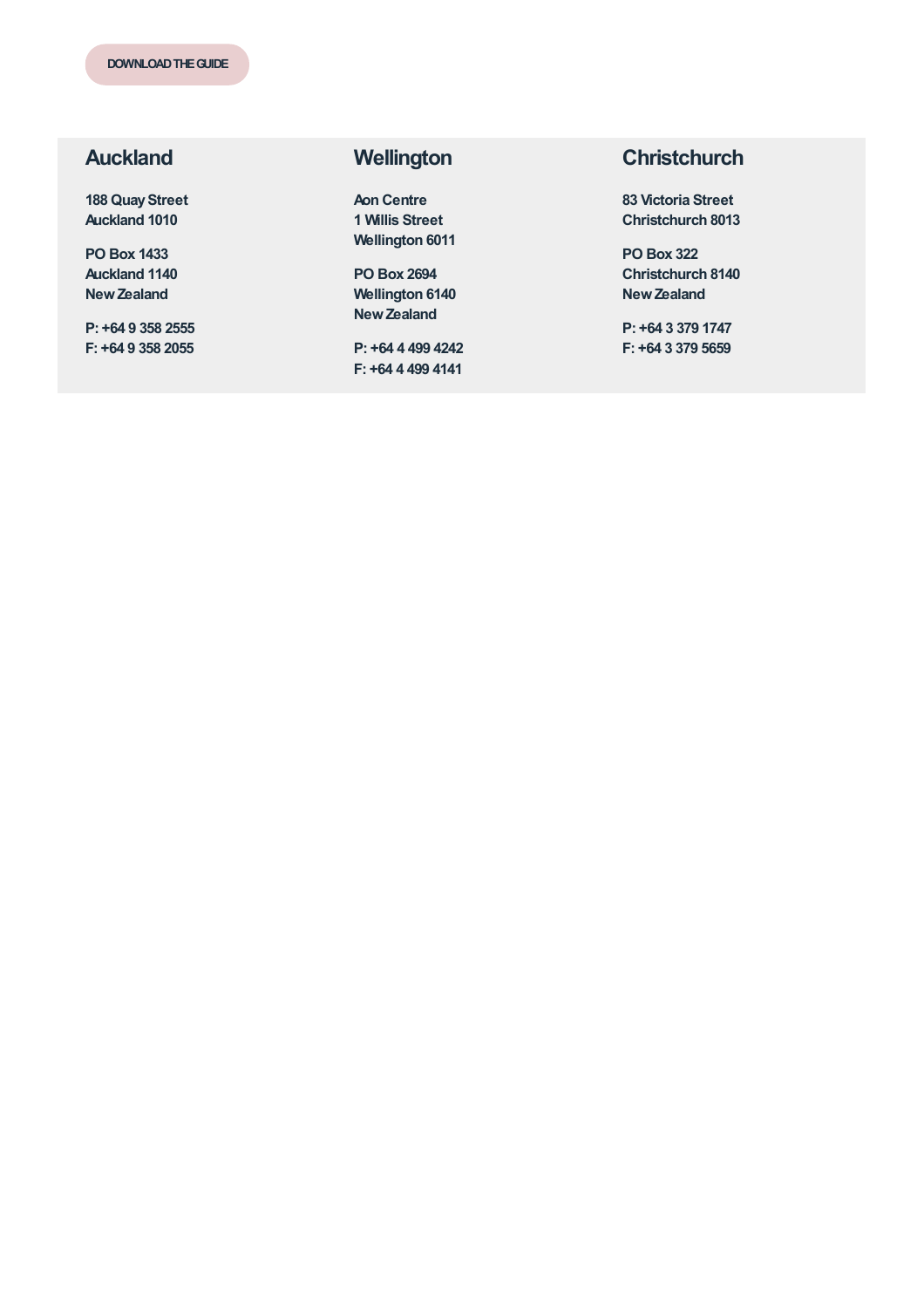DOWNLOAD THE GUIDE

## Auckland

188 Quay Street
Auckland 1010

PO Box 1433
Auckland 1140
New Zealand

P: +64 9 358 2555
F: +64 9 358 2055

## Wellington

Aon Centre
1 Willis Street
Wellington 6011

PO Box 2694
Wellington 6140
New Zealand

P: +64 4 499 4242
F: +64 4 499 4141

## Christchurch

83 Victoria Street
Christchurch 8013

PO Box 322
Christchurch 8140
New Zealand

P: +64 3 379 1747
F: +64 3 379 5659